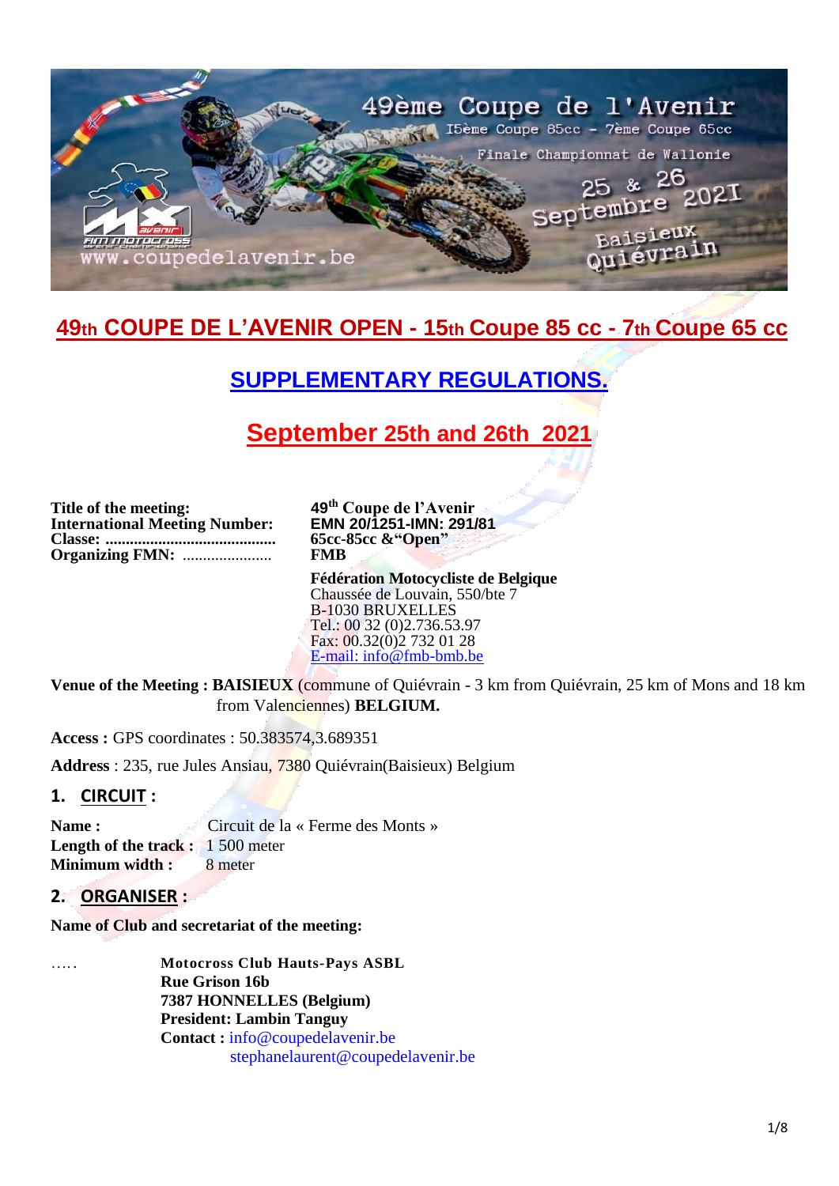# 49th COUPE DE L'AVENIR OPEN - 15th Coupe 85 cc - 7th Coupe 65 cc

## SUPPLEMENTARY REGULATIONS.

## September 25th and 26th 2021

**Title of the meeting:** 49th Coupe de l'Avenir
**International Meeting Number:** EMN 20/1251-IMN: 291/81
**Classe: ..........................................** 65cc-85cc &"Open"
**Organizing FMN: .....................** FMB

**Fédération Motocycliste de Belgique**
Chaussée de Louvain, 550/bte 7
B-1030 BRUXELLES
Tel.: 00 32 (0)2.736.53.97
Fax: 00.32(0)2 732 01 28
E-mail: info@fmb-bmb.be

**Venue of the Meeting : BAISIEUX** (commune of Quiévrain - 3 km from Quiévrain, 25 km of Mons and 18 km from Valenciennes) **BELGIUM.**

**Access :** GPS coordinates : 50.383574,3.689351

**Address** : 235, rue Jules Ansiau, 7380 Quiévrain(Baisieux) Belgium

## 1. CIRCUIT :

**Name :** Circuit de la « Ferme des Monts »
**Length of the track :** 1 500 meter
**Minimum width :** 8 meter

## 2. ORGANISER :

**Name of Club and secretariat of the meeting:**

…..

**Motocross Club Hauts-Pays ASBL**
**Rue Grison 16b**
**7387 HONNELLES (Belgium)**
**President: Lambin Tanguy**
**Contact :** info@coupedelavenir.be
stephanelaurent@coupedelavenir.be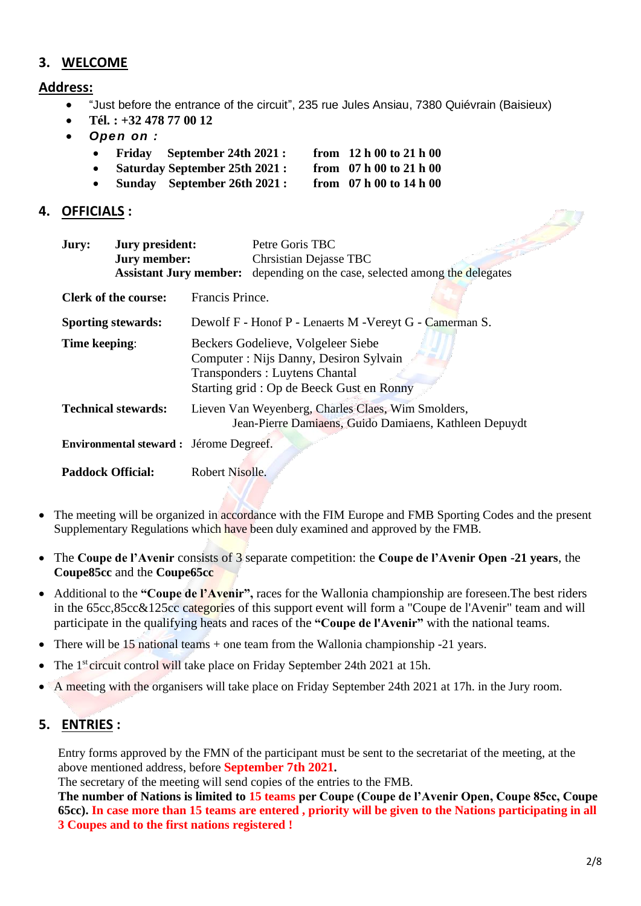## 3. WELCOME

### Address:

- "Just before the entrance of the circuit", 235 rue Jules Ansiau, 7380 Quiévrain (Baisieux)
- **Tél. : +32 478 77 00 12**
- ***Open on :***
  - **Friday September 24th 2021 : from 12 h 00 to 21 h 00**
  - **Saturday September 25th 2021 : from 07 h 00 to 21 h 00**
  - **Sunday September 26th 2021 : from 07 h 00 to 14 h 00**

## 4. OFFICIALS :

| | | |
|---|---|---|
| **Jury:** | **Jury president:** | Petre Goris TBC |
| | **Jury member:** | Chrsistian Dejasse TBC |
| | **Assistant Jury member:** | depending on the case, selected among the delegates |

| | |
|---|---|
| **Clerk of the course:** | Francis Prince. |
| **Sporting stewards:** | Dewolf F - Honof P - Lenaerts M -Vereyt G - Camerman S. |
| **Time keeping:** | Beckers Godelieve, Volgeleer Siebe<br>Computer : Nijs Danny, Desiron Sylvain<br>Transponders : Luytens Chantal<br>Starting grid : Op de Beeck Gust en Ronny |
| **Technical stewards:** | Lieven Van Weyenberg, Charles Claes, Wim Smolders, Jean-Pierre Damiaens, Guido Damiaens, Kathleen Depuydt |
| **Environmental steward :** | Jérome Degreef. |
| **Paddock Official:** | Robert Nisolle. |

- The meeting will be organized in accordance with the FIM Europe and FMB Sporting Codes and the present Supplementary Regulations which have been duly examined and approved by the FMB.
- The **Coupe de l'Avenir** consists of 3 separate competition: the **Coupe de l'Avenir Open -21 years**, the **Coupe85cc** and the **Coupe65cc**
- Additional to the **"Coupe de l'Avenir",** races for the Wallonia championship are foreseen.The best riders in the 65cc,85cc&125cc categories of this support event will form a "Coupe de l'Avenir" team and will participate in the qualifying heats and races of the **"Coupe de l'Avenir"** with the national teams.
- There will be 15 national teams + one team from the Wallonia championship -21 years.
- The 1st circuit control will take place on Friday September 24th 2021 at 15h.
- A meeting with the organisers will take place on Friday September 24th 2021 at 17h. in the Jury room.

## 5. ENTRIES :

Entry forms approved by the FMN of the participant must be sent to the secretariat of the meeting, at the above mentioned address, before **September 7th 2021.**
The secretary of the meeting will send copies of the entries to the FMB.
**The number of Nations is limited to 15 teams per Coupe (Coupe de l'Avenir Open, Coupe 85cc, Coupe 65cc). In case more than 15 teams are entered , priority will be given to the Nations participating in all 3 Coupes and to the first nations registered !**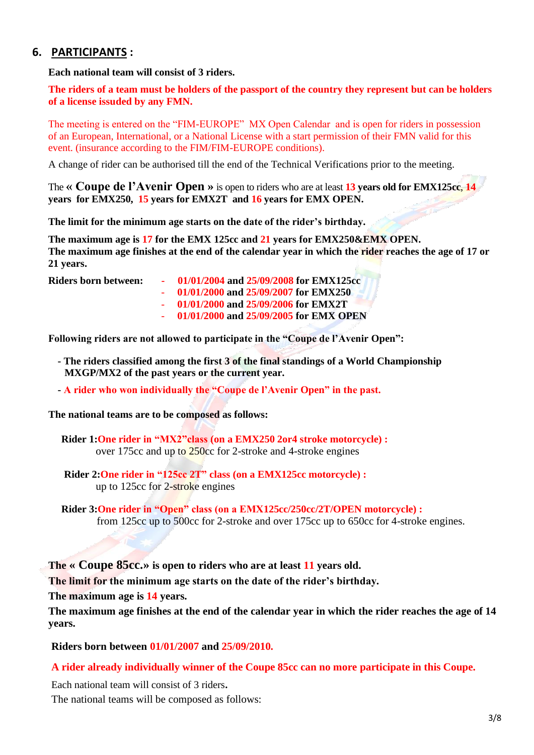## 6. PARTICIPANTS :

**Each national team will consist of 3 riders.**

**The riders of a team must be holders of the passport of the country they represent but can be holders of a license issued by any FMN.**

The meeting is entered on the "FIM-EUROPE" MX Open Calendar and is open for riders in possession of an European, International, or a National License with a start permission of their FMN valid for this event. (insurance according to the FIM/FIM-EUROPE conditions).

A change of rider can be authorised till the end of the Technical Verifications prior to the meeting.

The **« Coupe de l'Avenir Open »** is open to riders who are at least **13 years old for EMX125cc**, **14 years for EMX250, 15 years for EMX2T and 16 years for EMX OPEN.**

**The limit for the minimum age starts on the date of the rider's birthday.**

**The maximum age is 17 for the EMX 125cc and 21 years for EMX250&EMX OPEN.**
**The maximum age finishes at the end of the calendar year in which the rider reaches the age of 17 or 21 years.**

**Riders born between:**

- **01/01/2004 and 25/09/2008 for EMX125cc**
- **01/01/2000 and 25/09/2007 for EMX250**
- **01/01/2000 and 25/09/2006 for EMX2T**
- **01/01/2000 and 25/09/2005 for EMX OPEN**

**Following riders are not allowed to participate in the "Coupe de l'Avenir Open":**

- **The riders classified among the first 3 of the final standings of a World Championship MXGP/MX2 of the past years or the current year.**
- **A rider who won individually the "Coupe de l'Avenir Open" in the past.**

**The national teams are to be composed as follows:**

**Rider 1: One rider in "MX2" class (on a EMX250 2or4 stroke motorcycle) :**
over 175cc and up to 250cc for 2-stroke and 4-stroke engines

**Rider 2: One rider in "125cc 2T" class (on a EMX125cc motorcycle) :**
up to 125cc for 2-stroke engines

**Rider 3: One rider in "Open" class (on a EMX125cc/250cc/2T/OPEN motorcycle) :**
from 125cc up to 500cc for 2-stroke and over 175cc up to 650cc for 4-stroke engines.

**The « Coupe 85cc.» is open to riders who are at least 11 years old.**
**The limit for the minimum age starts on the date of the rider's birthday.**
**The maximum age is 14 years.**
**The maximum age finishes at the end of the calendar year in which the rider reaches the age of 14 years.**

**Riders born between 01/01/2007 and 25/09/2010.**

**A rider already individually winner of the Coupe 85cc can no more participate in this Coupe.**

Each national team will consist of 3 riders.
The national teams will be composed as follows: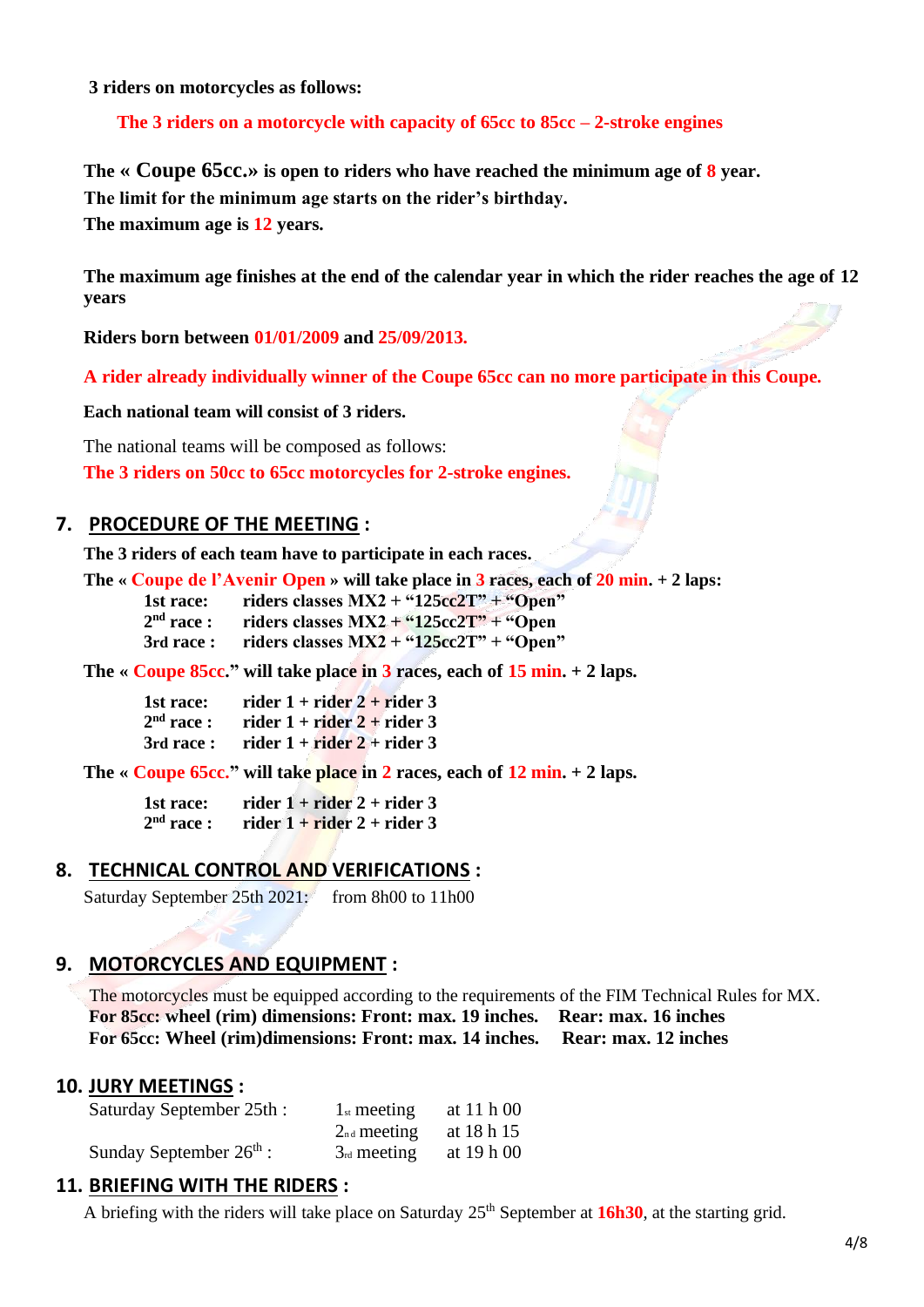**3 riders on motorcycles as follows:**

**The 3 riders on a motorcycle with capacity of 65cc to 85cc – 2-stroke engines**

**The « Coupe 65cc.» is open to riders who have reached the minimum age of 8 year.**
**The limit for the minimum age starts on the rider's birthday.**
**The maximum age is 12 years.**

**The maximum age finishes at the end of the calendar year in which the rider reaches the age of 12 years**

**Riders born between 01/01/2009 and 25/09/2013.**

**A rider already individually winner of the Coupe 65cc can no more participate in this Coupe.**

**Each national team will consist of 3 riders.**

The national teams will be composed as follows:
**The 3 riders on 50cc to 65cc motorcycles for 2-stroke engines.**

## 7. PROCEDURE OF THE MEETING :

**The 3 riders of each team have to participate in each races.**

**The « Coupe de l'Avenir Open » will take place in 3 races, each of 20 min. + 2 laps:**

| | |
|---|---|
| **1st race:** | **riders classes MX2 + "125cc2T" + "Open"** |
| **2nd race :** | **riders classes MX2 + "125cc2T" + "Open** |
| **3rd race :** | **riders classes MX2 + "125cc2T" + "Open"** |

**The « Coupe 85cc." will take place in 3 races, each of 15 min. + 2 laps.**

| | |
|---|---|
| **1st race:** | **rider 1 + rider 2 + rider 3** |
| **2nd race :** | **rider 1 + rider 2 + rider 3** |
| **3rd race :** | **rider 1 + rider 2 + rider 3** |

**The « Coupe 65cc." will take place in 2 races, each of 12 min. + 2 laps.**

| | |
|---|---|
| **1st race:** | **rider 1 + rider 2 + rider 3** |
| **2nd race :** | **rider 1 + rider 2 + rider 3** |

## 8. TECHNICAL CONTROL AND VERIFICATIONS :

Saturday September 25th 2021: from 8h00 to 11h00

## 9. MOTORCYCLES AND EQUIPMENT :

The motorcycles must be equipped according to the requirements of the FIM Technical Rules for MX.
**For 85cc: wheel (rim) dimensions: Front: max. 19 inches. Rear: max. 16 inches**
**For 65cc: Wheel (rim)dimensions: Front: max. 14 inches. Rear: max. 12 inches**

## 10. JURY MEETINGS :

| | | |
|---|---|---|
| Saturday September 25th : | 1st meeting | at 11 h 00 |
| | 2nd meeting | at 18 h 15 |
| Sunday September 26th : | 3rd meeting | at 19 h 00 |

## 11. BRIEFING WITH THE RIDERS :

A briefing with the riders will take place on Saturday 25th September at **16h30**, at the starting grid.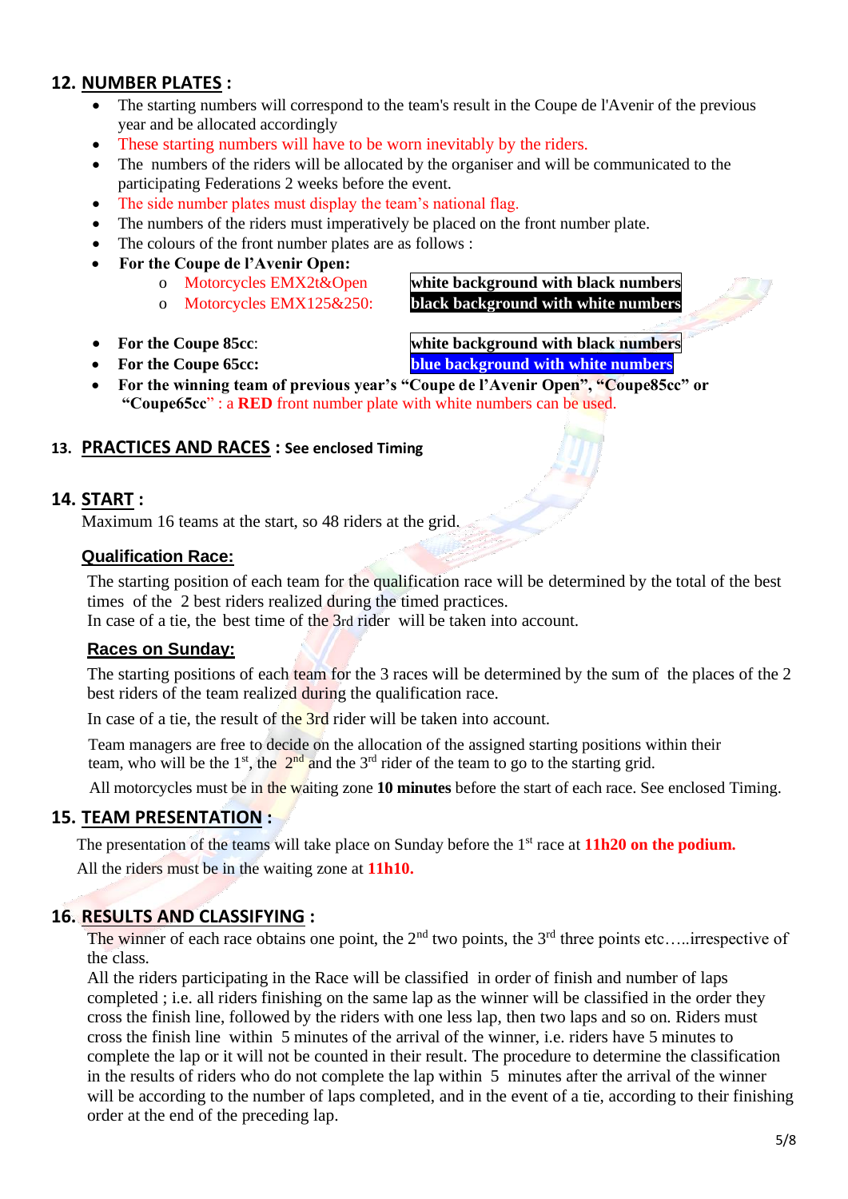## 12. NUMBER PLATES :

- The starting numbers will correspond to the team's result in the Coupe de l'Avenir of the previous year and be allocated accordingly
- These starting numbers will have to be worn inevitably by the riders.
- The numbers of the riders will be allocated by the organiser and will be communicated to the participating Federations 2 weeks before the event.
- The side number plates must display the team's national flag.
- The numbers of the riders must imperatively be placed on the front number plate.
- The colours of the front number plates are as follows :
- **For the Coupe de l'Avenir Open:**
    - Motorcycles EMX2t&Open — **white background with black numbers**
    - Motorcycles EMX125&250: — **black background with white numbers**
- **For the Coupe 85cc**: — **white background with black numbers**
- **For the Coupe 65cc:** — **blue background with white numbers**
- **For the winning team of previous year's "Coupe de l'Avenir Open", "Coupe85cc" or "Coupe65cc"** : a **RED** front number plate with white numbers can be used.

## 13. PRACTICES AND RACES : See enclosed Timing

## 14. START :

Maximum 16 teams at the start, so 48 riders at the grid.

### Qualification Race:

The starting position of each team for the qualification race will be determined by the total of the best times of the 2 best riders realized during the timed practices.
In case of a tie, the best time of the 3rd rider will be taken into account.

### Races on Sunday:

The starting positions of each team for the 3 races will be determined by the sum of the places of the 2 best riders of the team realized during the qualification race.

In case of a tie, the result of the 3rd rider will be taken into account.

Team managers are free to decide on the allocation of the assigned starting positions within their team, who will be the 1st, the 2nd and the 3rd rider of the team to go to the starting grid.

All motorcycles must be in the waiting zone **10 minutes** before the start of each race. See enclosed Timing.

## 15. TEAM PRESENTATION :

The presentation of the teams will take place on Sunday before the 1st race at **11h20 on the podium.**

All the riders must be in the waiting zone at **11h10.**

## 16. RESULTS AND CLASSIFYING :

The winner of each race obtains one point, the 2nd two points, the 3rd three points etc…..irrespective of the class.

All the riders participating in the Race will be classified in order of finish and number of laps completed ; i.e. all riders finishing on the same lap as the winner will be classified in the order they cross the finish line, followed by the riders with one less lap, then two laps and so on. Riders must cross the finish line within 5 minutes of the arrival of the winner, i.e. riders have 5 minutes to complete the lap or it will not be counted in their result. The procedure to determine the classification in the results of riders who do not complete the lap within 5 minutes after the arrival of the winner will be according to the number of laps completed, and in the event of a tie, according to their finishing order at the end of the preceding lap.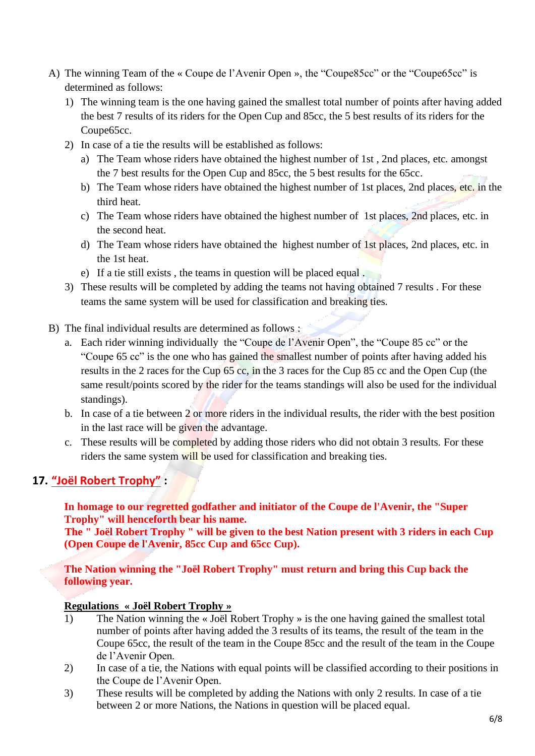A) The winning Team of the « Coupe de l'Avenir Open », the "Coupe85cc" or the "Coupe65cc" is determined as follows:

1) The winning team is the one having gained the smallest total number of points after having added the best 7 results of its riders for the Open Cup and 85cc, the 5 best results of its riders for the Coupe65cc.
2) In case of a tie the results will be established as follows:
   a) The Team whose riders have obtained the highest number of 1st , 2nd places, etc. amongst the 7 best results for the Open Cup and 85cc, the 5 best results for the 65cc.
   b) The Team whose riders have obtained the highest number of 1st places, 2nd places, etc. in the third heat.
   c) The Team whose riders have obtained the highest number of 1st places, 2nd places, etc. in the second heat.
   d) The Team whose riders have obtained the highest number of 1st places, 2nd places, etc. in the 1st heat.
   e) If a tie still exists , the teams in question will be placed equal .
3) These results will be completed by adding the teams not having obtained 7 results . For these teams the same system will be used for classification and breaking ties.

B) The final individual results are determined as follows :

a. Each rider winning individually the "Coupe de l'Avenir Open", the "Coupe 85 cc" or the "Coupe 65 cc" is the one who has gained the smallest number of points after having added his results in the 2 races for the Cup 65 cc, in the 3 races for the Cup 85 cc and the Open Cup (the same result/points scored by the rider for the teams standings will also be used for the individual standings).
b. In case of a tie between 2 or more riders in the individual results, the rider with the best position in the last race will be given the advantage.
c. These results will be completed by adding those riders who did not obtain 3 results. For these riders the same system will be used for classification and breaking ties.

## 17. "Joël Robert Trophy" :

**In homage to our regretted godfather and initiator of the Coupe de l'Avenir, the "Super Trophy" will henceforth bear his name.**
**The " Joël Robert Trophy " will be given to the best Nation present with 3 riders in each Cup (Open Coupe de l'Avenir, 85cc Cup and 65cc Cup).**

**The Nation winning the "Joël Robert Trophy" must return and bring this Cup back the following year.**

**Regulations « Joël Robert Trophy »**

1) The Nation winning the « Joël Robert Trophy » is the one having gained the smallest total number of points after having added the 3 results of its teams, the result of the team in the Coupe 65cc, the result of the team in the Coupe 85cc and the result of the team in the Coupe de l'Avenir Open.
2) In case of a tie, the Nations with equal points will be classified according to their positions in the Coupe de l'Avenir Open.
3) These results will be completed by adding the Nations with only 2 results. In case of a tie between 2 or more Nations, the Nations in question will be placed equal.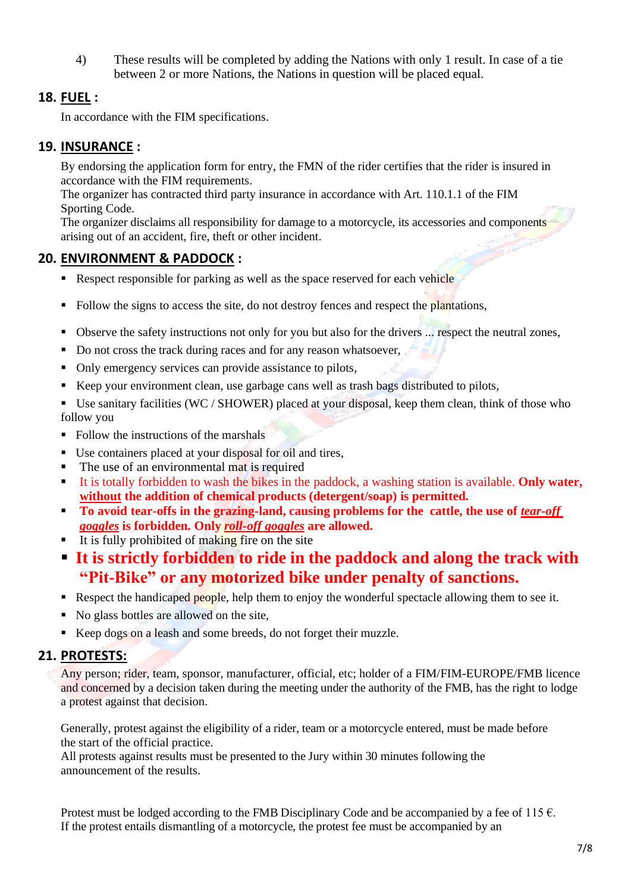4) These results will be completed by adding the Nations with only 1 result. In case of a tie between 2 or more Nations, the Nations in question will be placed equal.

## 18. FUEL :

In accordance with the FIM specifications.

## 19. INSURANCE :

By endorsing the application form for entry, the FMN of the rider certifies that the rider is insured in accordance with the FIM requirements.
The organizer has contracted third party insurance in accordance with Art. 110.1.1 of the FIM Sporting Code.
The organizer disclaims all responsibility for damage to a motorcycle, its accessories and components arising out of an accident, fire, theft or other incident.

## 20. ENVIRONMENT & PADDOCK :

- Respect responsible for parking as well as the space reserved for each vehicle
- Follow the signs to access the site, do not destroy fences and respect the plantations,
- Observe the safety instructions not only for you but also for the drivers ... respect the neutral zones,
- Do not cross the track during races and for any reason whatsoever,
- Only emergency services can provide assistance to pilots,
- Keep your environment clean, use garbage cans well as trash bags distributed to pilots,
- Use sanitary facilities (WC / SHOWER) placed at your disposal, keep them clean, think of those who follow you
- Follow the instructions of the marshals
- Use containers placed at your disposal for oil and tires,
- The use of an environmental mat is required
- It is totally forbidden to wash the bikes in the paddock, a washing station is available. **Only water, without the addition of chemical products (detergent/soap) is permitted.**
- **To avoid tear-offs in the grazing-land, causing problems for the cattle, the use of *tear-off goggles* is forbidden. Only *roll-off goggles* are allowed.**
- It is fully prohibited of making fire on the site
- **It is strictly forbidden to ride in the paddock and along the track with "Pit-Bike" or any motorized bike under penalty of sanctions.**
- Respect the handicaped people, help them to enjoy the wonderful spectacle allowing them to see it.
- No glass bottles are allowed on the site,
- Keep dogs on a leash and some breeds, do not forget their muzzle.

## 21. PROTESTS:

Any person; rider, team, sponsor, manufacturer, official, etc; holder of a FIM/FIM-EUROPE/FMB licence and concerned by a decision taken during the meeting under the authority of the FMB, has the right to lodge a protest against that decision.

Generally, protest against the eligibility of a rider, team or a motorcycle entered, must be made before the start of the official practice.
All protests against results must be presented to the Jury within 30 minutes following the announcement of the results.

Protest must be lodged according to the FMB Disciplinary Code and be accompanied by a fee of 115 €.
If the protest entails dismantling of a motorcycle, the protest fee must be accompanied by an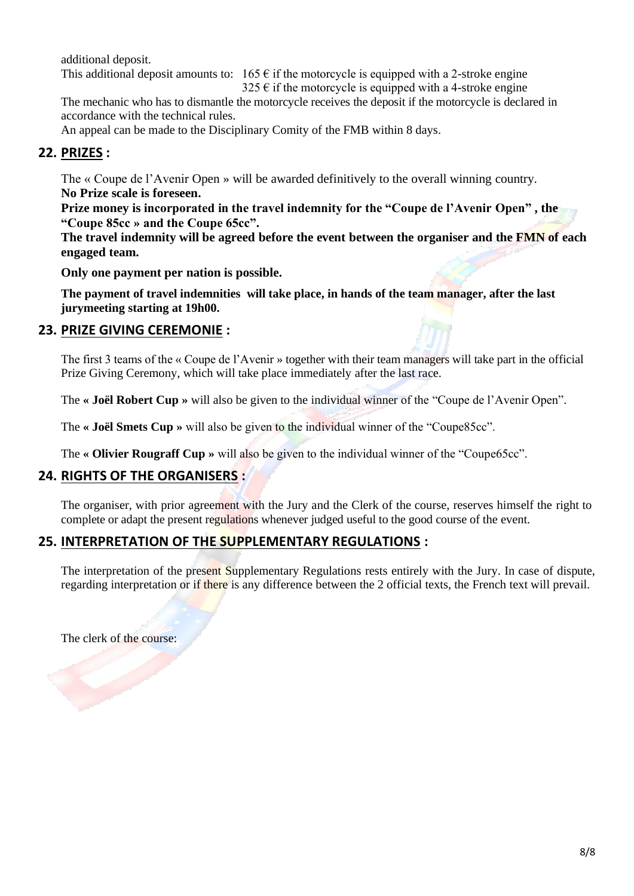additional deposit.

This additional deposit amounts to: 165 € if the motorcycle is equipped with a 2-stroke engine
325 € if the motorcycle is equipped with a 4-stroke engine

The mechanic who has to dismantle the motorcycle receives the deposit if the motorcycle is declared in accordance with the technical rules.

An appeal can be made to the Disciplinary Comity of the FMB within 8 days.

## 22. PRIZES :

The « Coupe de l'Avenir Open » will be awarded definitively to the overall winning country.
**No Prize scale is foreseen.**

**Prize money is incorporated in the travel indemnity for the "Coupe de l'Avenir Open" , the "Coupe 85cc » and the Coupe 65cc".**

**The travel indemnity will be agreed before the event between the organiser and the FMN of each engaged team.**

**Only one payment per nation is possible.**

**The payment of travel indemnities will take place, in hands of the team manager, after the last jurymeeting starting at 19h00.**

## 23. PRIZE GIVING CEREMONIE :

The first 3 teams of the « Coupe de l'Avenir » together with their team managers will take part in the official Prize Giving Ceremony, which will take place immediately after the last race.

The **« Joël Robert Cup »** will also be given to the individual winner of the "Coupe de l'Avenir Open".

The **« Joël Smets Cup »** will also be given to the individual winner of the "Coupe85cc".

The **« Olivier Rougraff Cup »** will also be given to the individual winner of the "Coupe65cc".

## 24. RIGHTS OF THE ORGANISERS :

The organiser, with prior agreement with the Jury and the Clerk of the course, reserves himself the right to complete or adapt the present regulations whenever judged useful to the good course of the event.

## 25. INTERPRETATION OF THE SUPPLEMENTARY REGULATIONS :

The interpretation of the present Supplementary Regulations rests entirely with the Jury. In case of dispute, regarding interpretation or if there is any difference between the 2 official texts, the French text will prevail.

The clerk of the course: